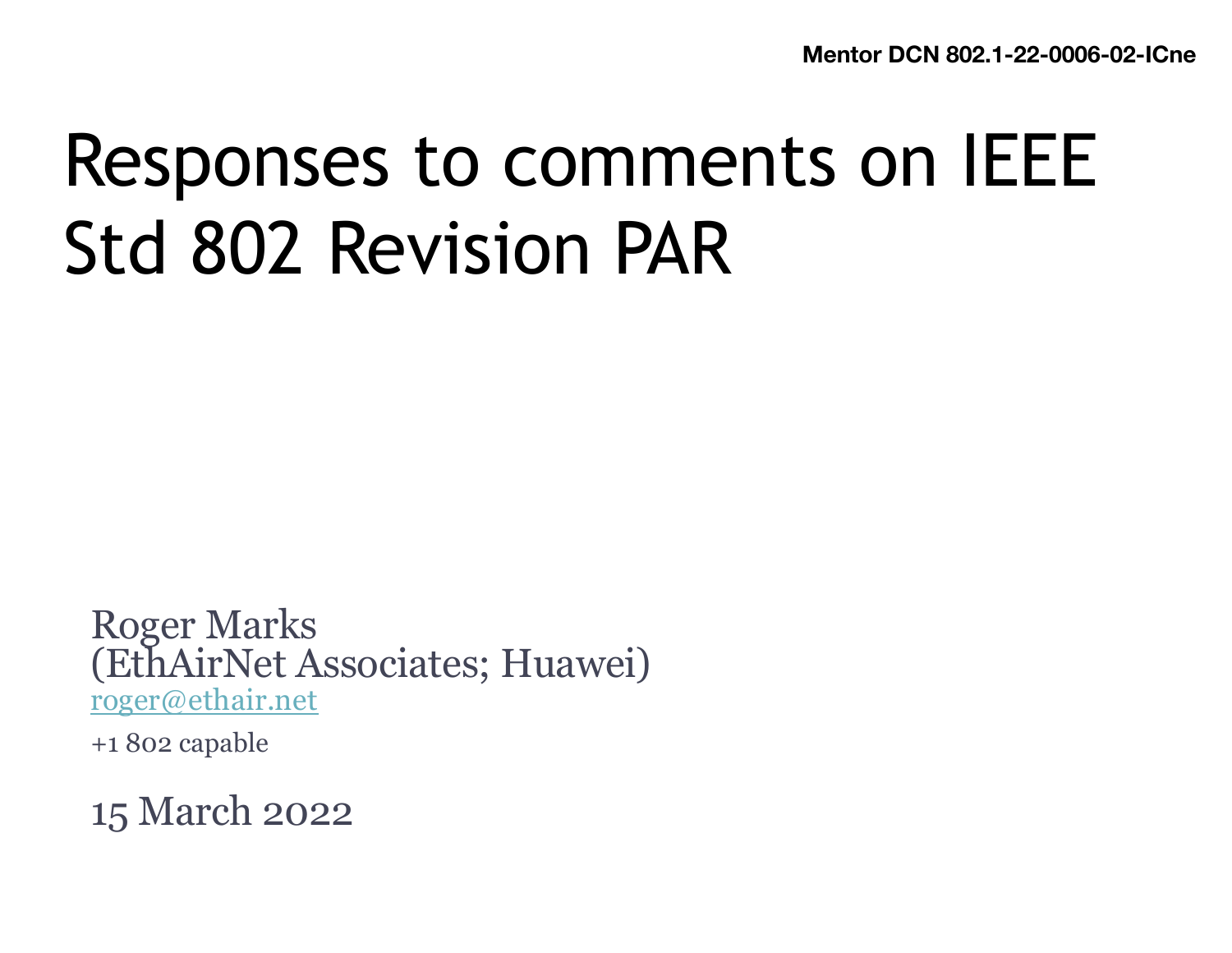Mentor DCN 802.1-22-0006-02-ICne

# Responses to comments on IEEE Std 802 Revision PAR

Roger Marks
(EthAirNet Associates; Huawei)
roger@ethair.net

+1 802 capable

15 March 2022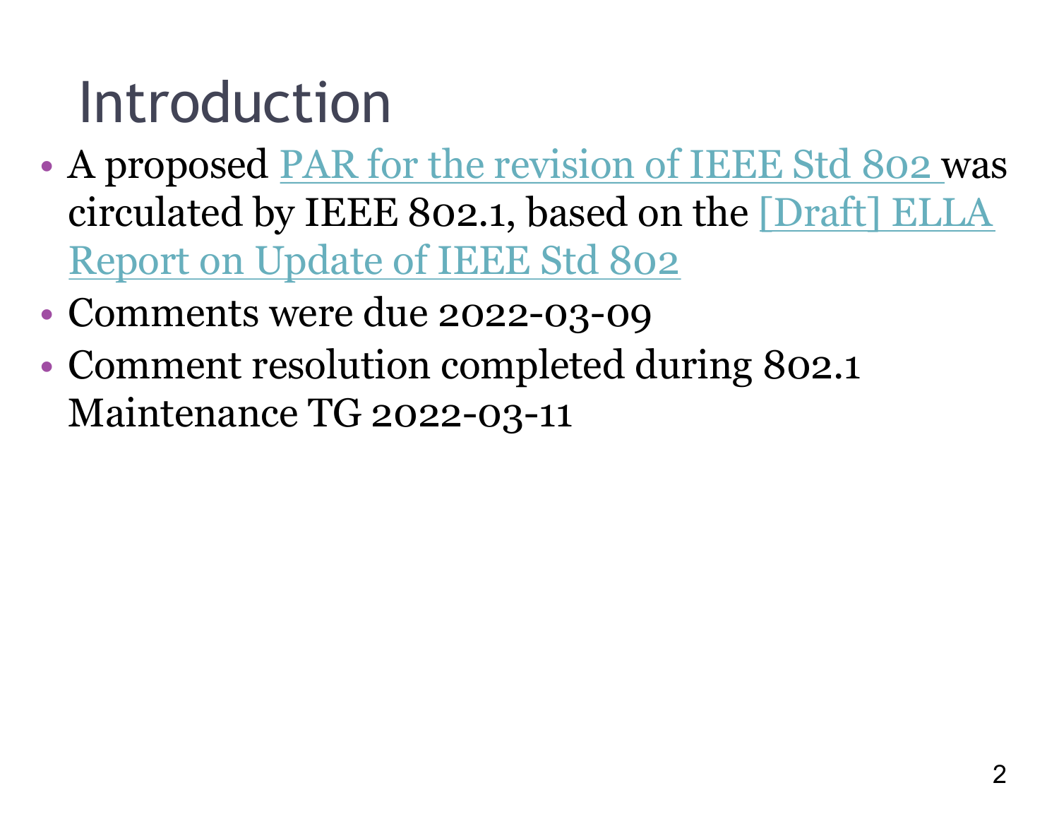# Introduction

- A proposed PAR for the revision of IEEE Std 802 was circulated by IEEE 802.1, based on the [Draft] ELLA Report on Update of IEEE Std 802
- Comments were due 2022-03-09
- Comment resolution completed during 802.1 Maintenance TG 2022-03-11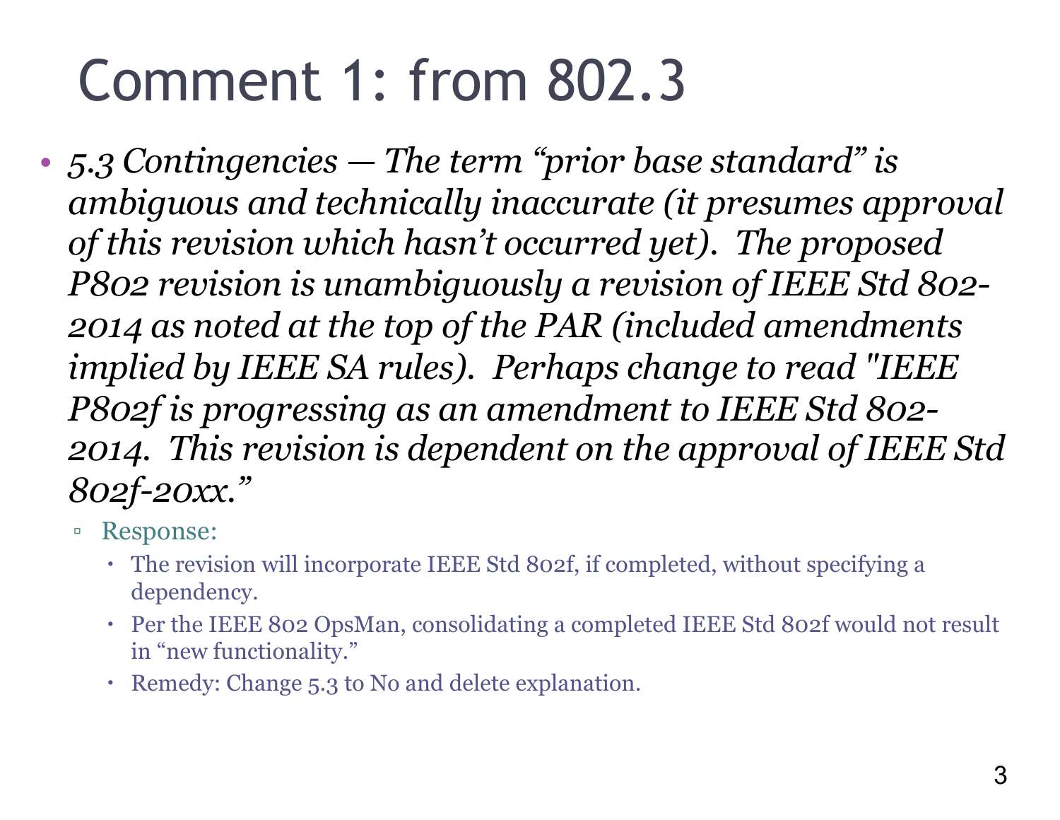# Comment 1: from 802.3

- *5.3 Contingencies — The term "prior base standard" is ambiguous and technically inaccurate (it presumes approval of this revision which hasn't occurred yet). The proposed P802 revision is unambiguously a revision of IEEE Std 802-2014 as noted at the top of the PAR (included amendments implied by IEEE SA rules). Perhaps change to read "IEEE P802f is progressing as an amendment to IEEE Std 802-2014. This revision is dependent on the approval of IEEE Std 802f-20xx."*
  - Response:
    - The revision will incorporate IEEE Std 802f, if completed, without specifying a dependency.
    - Per the IEEE 802 OpsMan, consolidating a completed IEEE Std 802f would not result in "new functionality."
    - Remedy: Change 5.3 to No and delete explanation.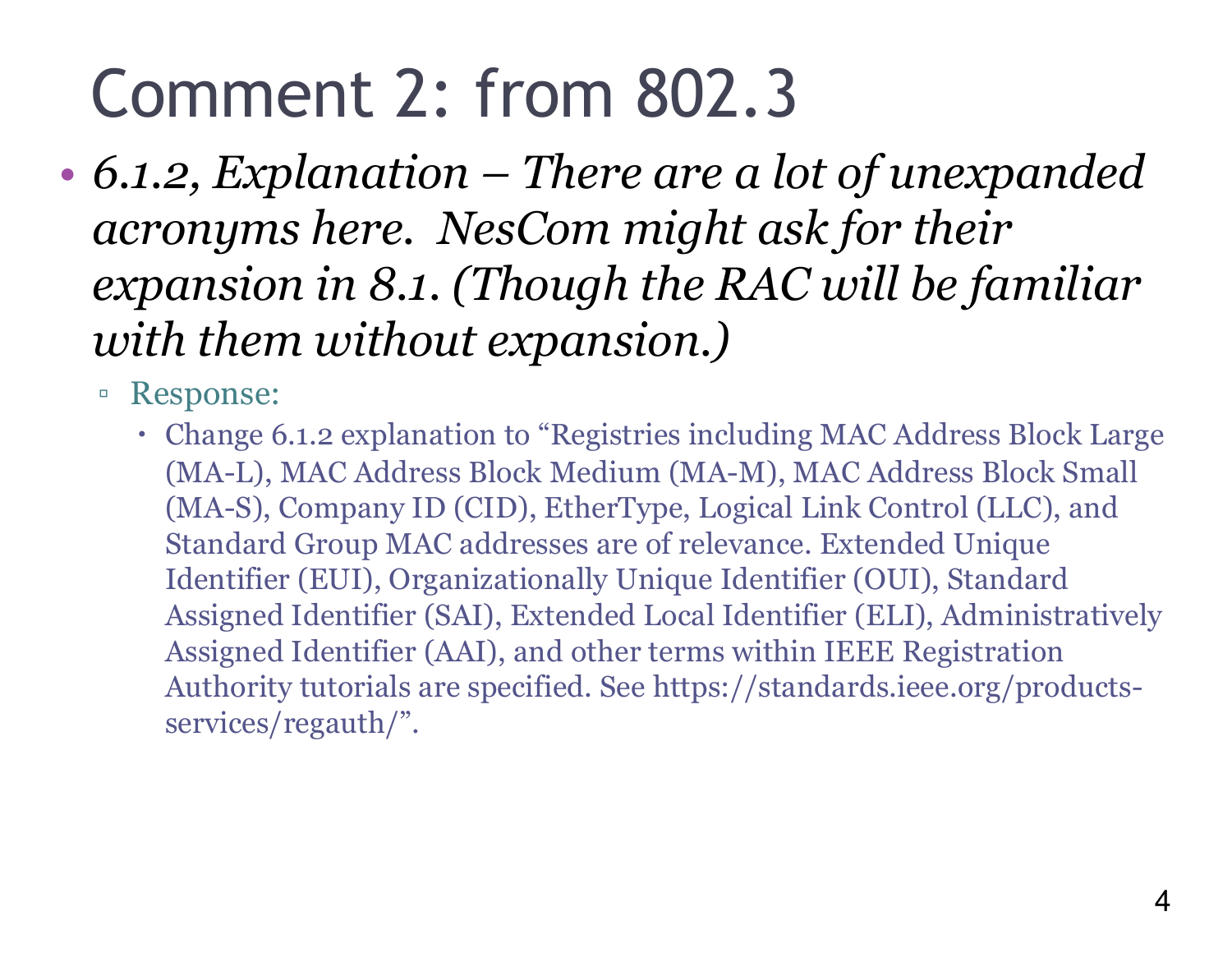# Comment 2: from 802.3

- *6.1.2, Explanation – There are a lot of unexpanded acronyms here. NesCom might ask for their expansion in 8.1. (Though the RAC will be familiar with them without expansion.)*
  - Response:
    - Change 6.1.2 explanation to "Registries including MAC Address Block Large (MA-L), MAC Address Block Medium (MA-M), MAC Address Block Small (MA-S), Company ID (CID), EtherType, Logical Link Control (LLC), and Standard Group MAC addresses are of relevance. Extended Unique Identifier (EUI), Organizationally Unique Identifier (OUI), Standard Assigned Identifier (SAI), Extended Local Identifier (ELI), Administratively Assigned Identifier (AAI), and other terms within IEEE Registration Authority tutorials are specified. See https://standards.ieee.org/products-services/regauth/".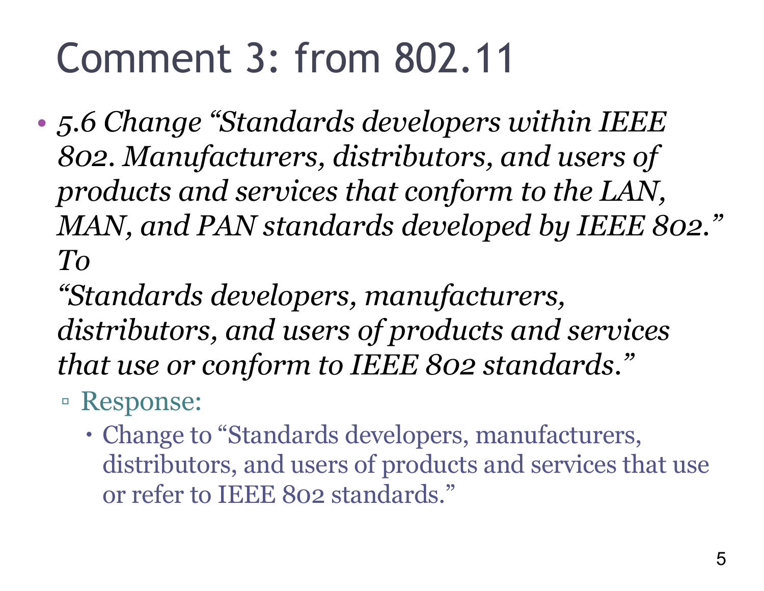# Comment 3: from 802.11

- *5.6 Change "Standards developers within IEEE 802. Manufacturers, distributors, and users of products and services that conform to the LAN, MAN, and PAN standards developed by IEEE 802." To "Standards developers, manufacturers, distributors, and users of products and services that use or conform to IEEE 802 standards."*
  - Response:
    - Change to "Standards developers, manufacturers, distributors, and users of products and services that use or refer to IEEE 802 standards."